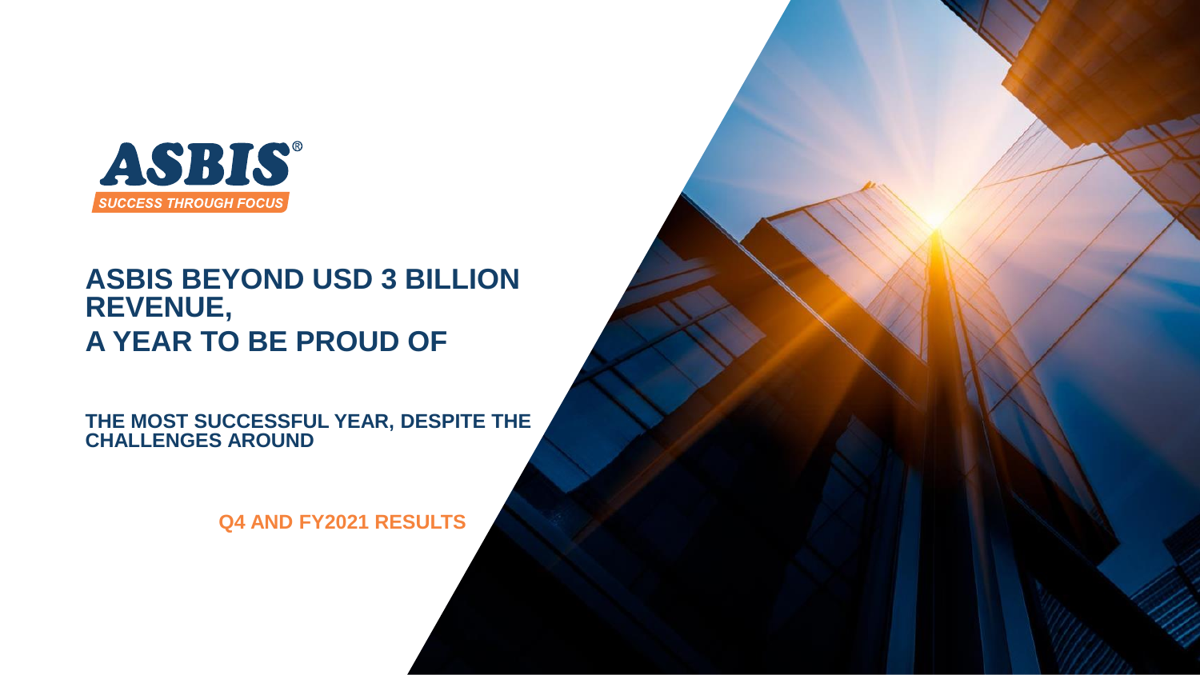ASBIS®

SUCCESS THROUGH FOCUS

# ASBIS BEYOND USD 3 BILLION REVENUE, A YEAR TO BE PROUD OF

## THE MOST SUCCESSFUL YEAR, DESPITE THE CHALLENGES AROUND

**Q4 AND FY2021 RESULTS**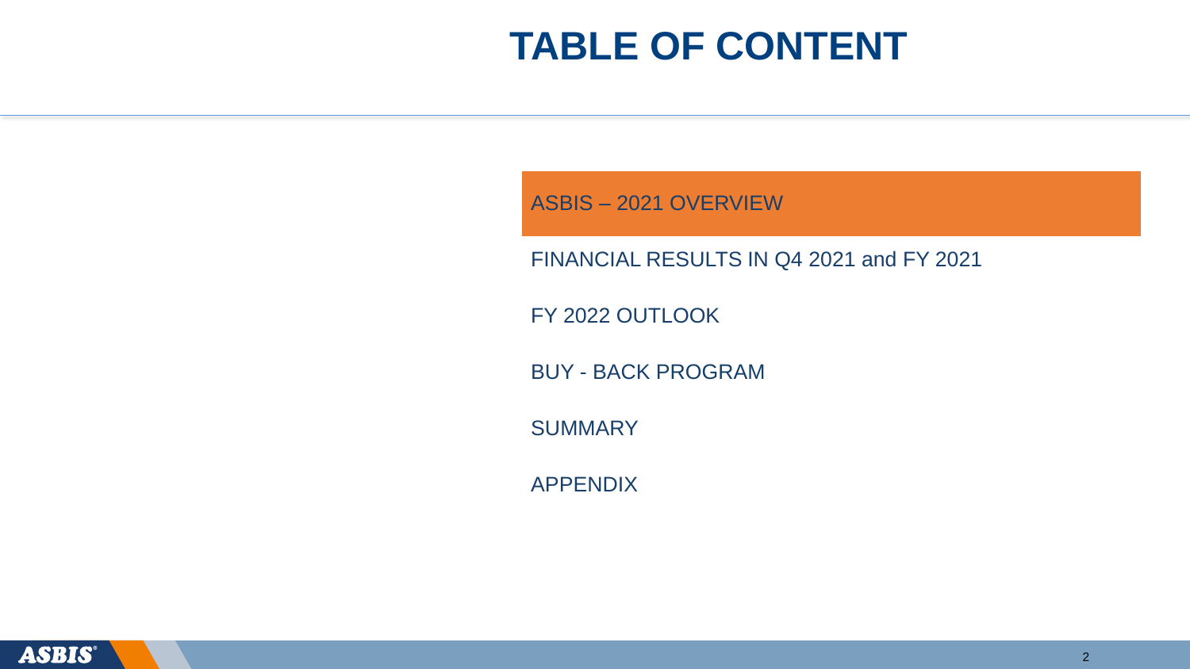# TABLE OF CONTENT

- ASBIS – 2021 OVERVIEW
- FINANCIAL RESULTS IN Q4 2021 and FY 2021
- FY 2022 OUTLOOK
- BUY - BACK PROGRAM
- SUMMARY
- APPENDIX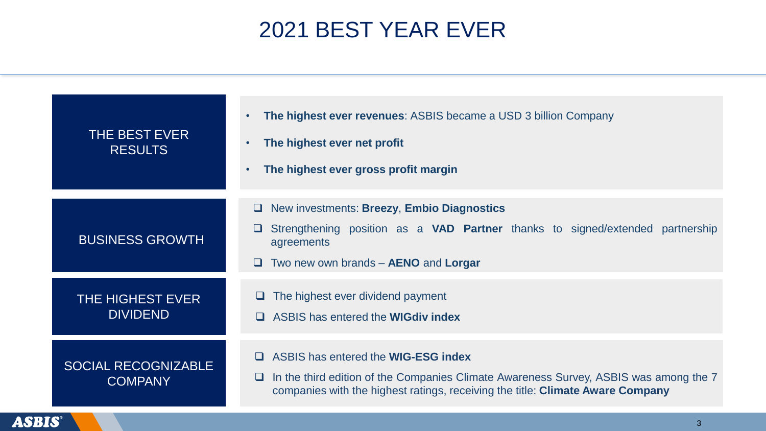# 2021 BEST YEAR EVER

## THE BEST EVER RESULTS

- **The highest ever revenues**: ASBIS became a USD 3 billion Company
- **The highest ever net profit**
- **The highest ever gross profit margin**

## BUSINESS GROWTH

- New investments: **Breezy**, **Embio Diagnostics**
- Strengthening position as a **VAD Partner** thanks to signed/extended partnership agreements
- Two new own brands – **AENO** and **Lorgar**

## THE HIGHEST EVER DIVIDEND

- The highest ever dividend payment
- ASBIS has entered the **WIGdiv index**

## SOCIAL RECOGNIZABLE COMPANY

- ASBIS has entered the **WIG-ESG index**
- In the third edition of the Companies Climate Awareness Survey, ASBIS was among the 7 companies with the highest ratings, receiving the title: **Climate Aware Company**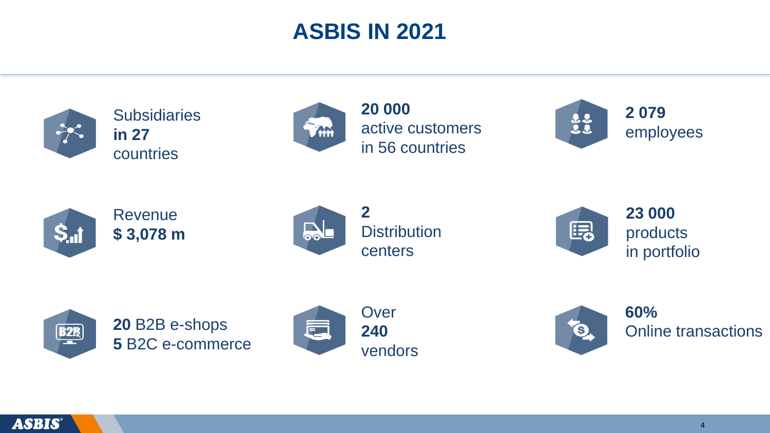# ASBIS IN 2021

Subsidiaries **in 27** countries

**20 000** active customers in 56 countries

**2 079** employees

Revenue **$ 3,078 m**

**2** Distribution centers

**23 000** products in portfolio

**20** B2B e-shops **5** B2C e-commerce

Over **240** vendors

**60%** Online transactions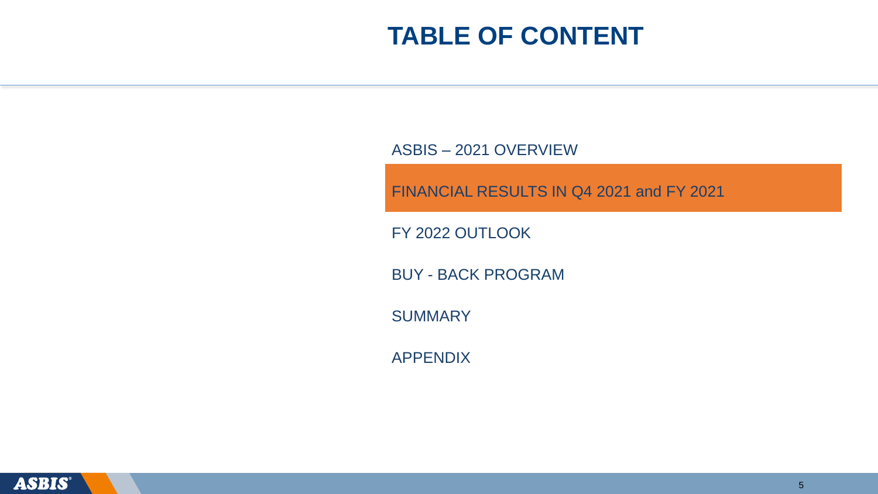# TABLE OF CONTENT

- ASBIS – 2021 OVERVIEW
- **FINANCIAL RESULTS IN Q4 2021 and FY 2021**
- FY 2022 OUTLOOK
- BUY - BACK PROGRAM
- SUMMARY
- APPENDIX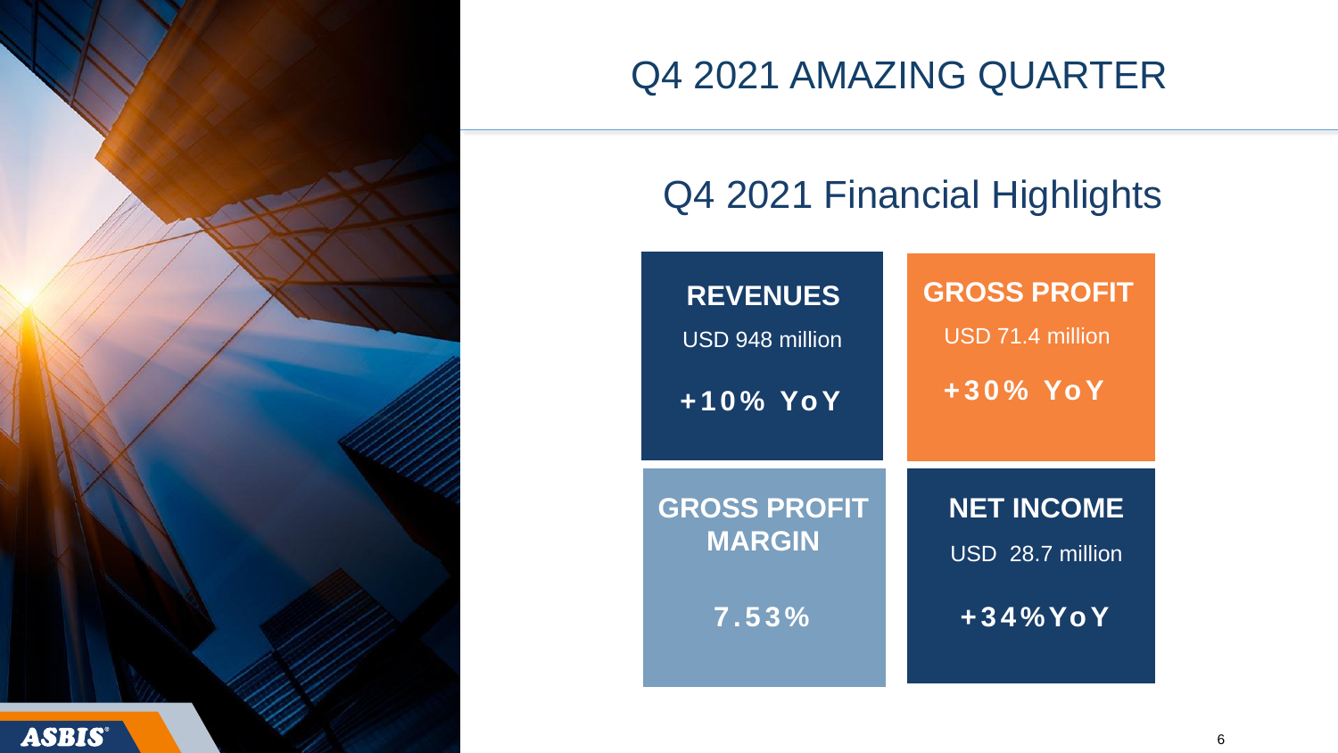# Q4 2021 AMAZING QUARTER

## Q4 2021 Financial Highlights

**REVENUES**

USD 948 million

**+10% YoY**

**GROSS PROFIT**

USD 71.4 million

**+30% YoY**

**GROSS PROFIT MARGIN**

**7.53%**

**NET INCOME**

USD 28.7 million

**+34%YoY**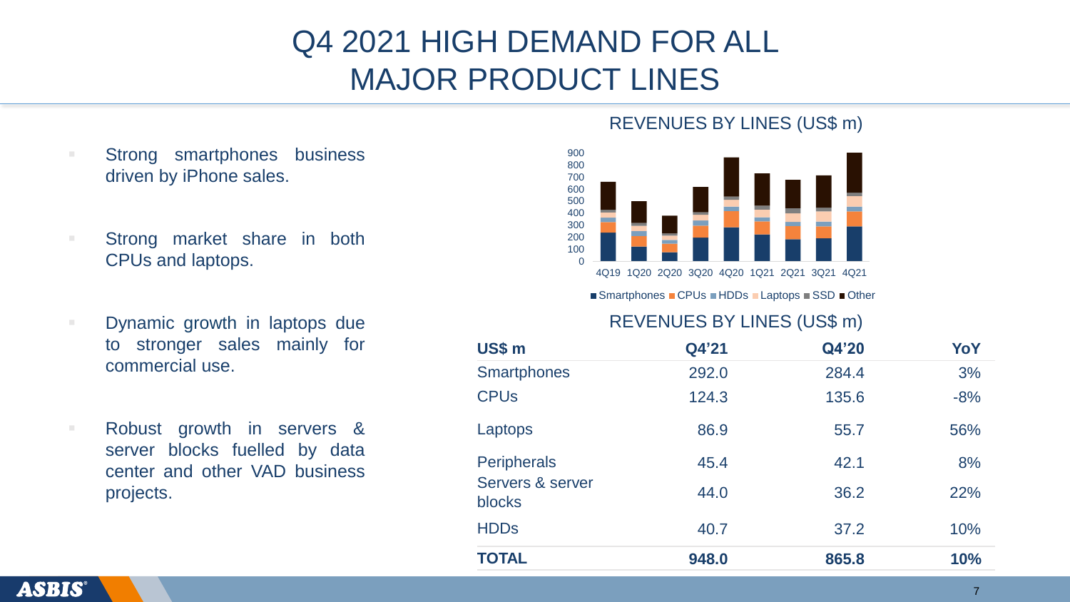# Q4 2021 HIGH DEMAND FOR ALL MAJOR PRODUCT LINES

- Strong smartphones business driven by iPhone sales.
- Strong market share in both CPUs and laptops.
- Dynamic growth in laptops due to stronger sales mainly for commercial use.
- Robust growth in servers & server blocks fuelled by data center and other VAD business projects.

## REVENUES BY LINES (US$ m)

Smartphones, CPUs, HDDs, Laptops, SSD, Other

4Q19, 1Q20, 2Q20, 3Q20, 4Q20, 1Q21, 2Q21, 3Q21, 4Q21

## REVENUES BY LINES (US$ m)

| US$ m | Q4'21 | Q4'20 | YoY |
|---|---|---|---|
| Smartphones | 292.0 | 284.4 | 3% |
| CPUs | 124.3 | 135.6 | -8% |
| Laptops | 86.9 | 55.7 | 56% |
| Peripherals | 45.4 | 42.1 | 8% |
| Servers & server blocks | 44.0 | 36.2 | 22% |
| HDDs | 40.7 | 37.2 | 10% |
| **TOTAL** | **948.0** | **865.8** | **10%** |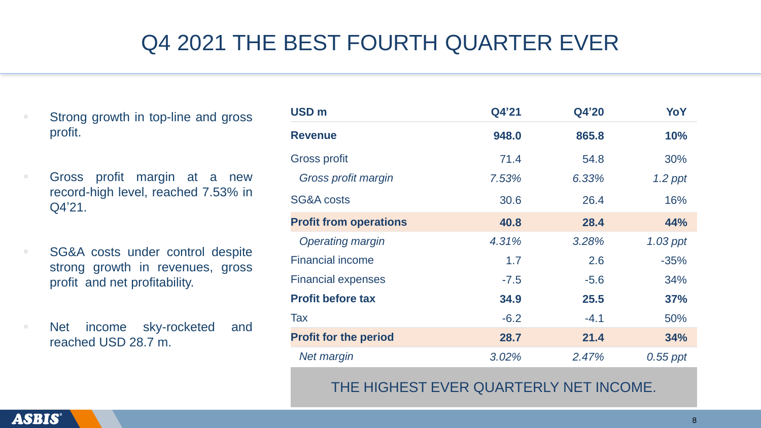# Q4 2021 THE BEST FOURTH QUARTER EVER

- Strong growth in top-line and gross profit.
- Gross profit margin at a new record-high level, reached 7.53% in Q4'21.
- SG&A costs under control despite strong growth in revenues, gross profit and net profitability.
- Net income sky-rocketed and reached USD 28.7 m.

| USD m | Q4'21 | Q4'20 | YoY |
|---|---|---|---|
| **Revenue** | **948.0** | **865.8** | **10%** |
| Gross profit | 71.4 | 54.8 | 30% |
| *Gross profit margin* | *7.53%* | *6.33%* | *1.2 ppt* |
| SG&A costs | 30.6 | 26.4 | 16% |
| **Profit from operations** | **40.8** | **28.4** | **44%** |
| *Operating margin* | *4.31%* | *3.28%* | *1.03 ppt* |
| Financial income | 1.7 | 2.6 | -35% |
| Financial expenses | -7.5 | -5.6 | 34% |
| **Profit before tax** | **34.9** | **25.5** | **37%** |
| Tax | -6.2 | -4.1 | 50% |
| **Profit for the period** | **28.7** | **21.4** | **34%** |
| *Net margin* | *3.02%* | *2.47%* | *0.55 ppt* |

THE HIGHEST EVER QUARTERLY NET INCOME.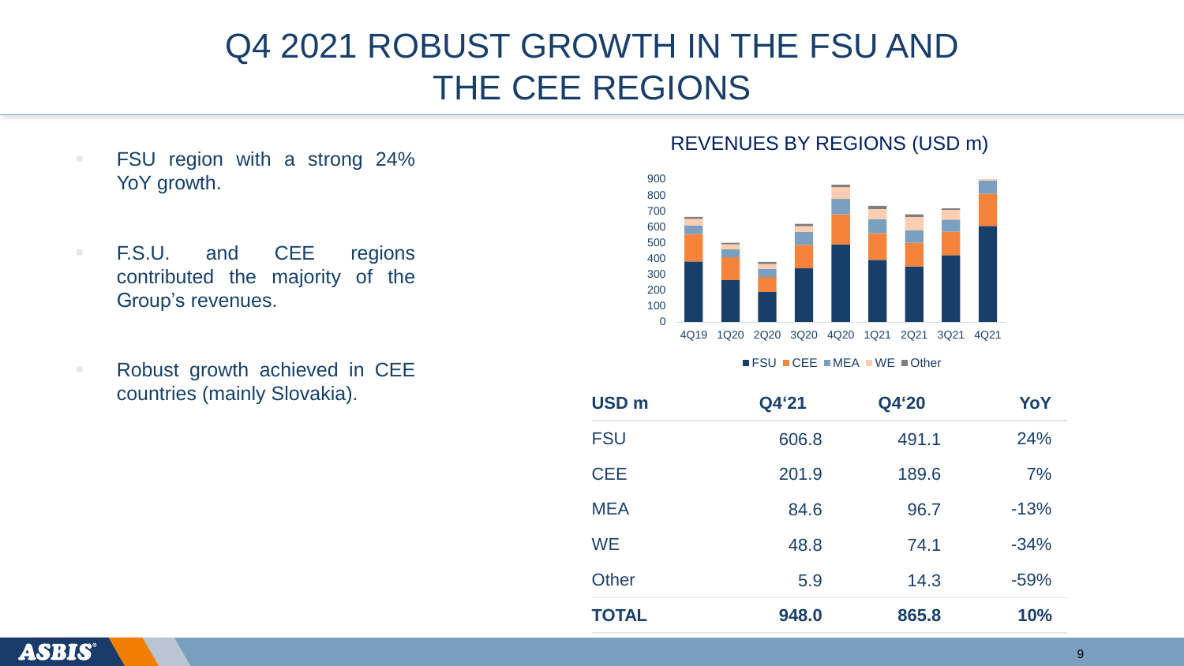# Q4 2021 ROBUST GROWTH IN THE FSU AND THE CEE REGIONS

- FSU region with a strong 24% YoY growth.
- F.S.U. and CEE regions contributed the majority of the Group's revenues.
- Robust growth achieved in CEE countries (mainly Slovakia).

REVENUES BY REGIONS (USD m)

| USD m | Q4'21 | Q4'20 | YoY |
|---|---|---|---|
| FSU | 606.8 | 491.1 | 24% |
| CEE | 201.9 | 189.6 | 7% |
| MEA | 84.6 | 96.7 | -13% |
| WE | 48.8 | 74.1 | -34% |
| Other | 5.9 | 14.3 | -59% |
| **TOTAL** | **948.0** | **865.8** | **10%** |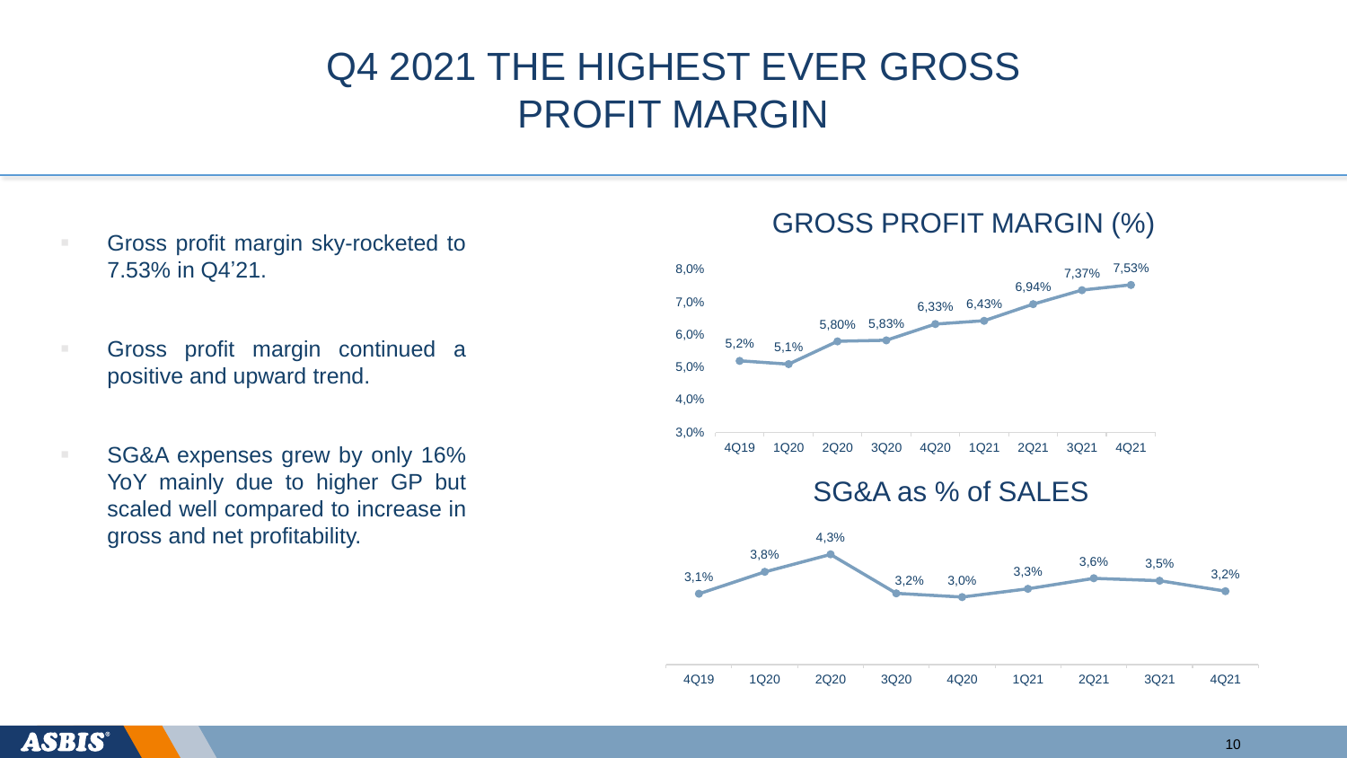# Q4 2021 THE HIGHEST EVER GROSS PROFIT MARGIN

- Gross profit margin sky-rocketed to 7.53% in Q4'21.
- Gross profit margin continued a positive and upward trend.
- SG&A expenses grew by only 16% YoY mainly due to higher GP but scaled well compared to increase in gross and net profitability.

## GROSS PROFIT MARGIN (%)

| 4Q19 | 1Q20 | 2Q20 | 3Q20 | 4Q20 | 1Q21 | 2Q21 | 3Q21 | 4Q21 |
|---|---|---|---|---|---|---|---|---|
| 5,2% | 5,1% | 5,80% | 5,83% | 6,33% | 6,43% | 6,94% | 7,37% | 7,53% |

## SG&A as % of SALES

| 4Q19 | 1Q20 | 2Q20 | 3Q20 | 4Q20 | 1Q21 | 2Q21 | 3Q21 | 4Q21 |
|---|---|---|---|---|---|---|---|---|
| 3,1% | 3,8% | 4,3% | 3,2% | 3,0% | 3,3% | 3,6% | 3,5% | 3,2% |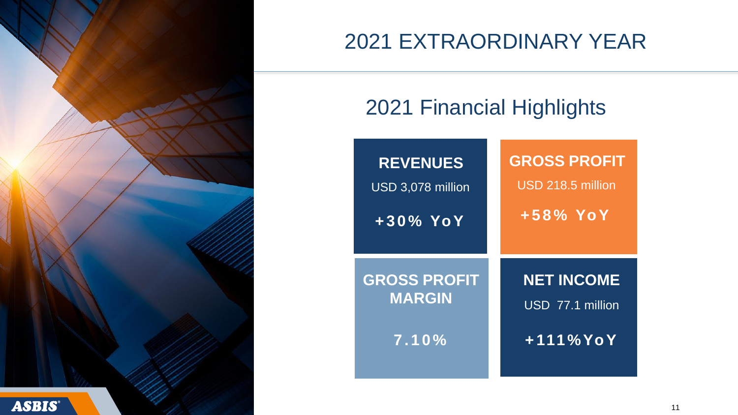# 2021 EXTRAORDINARY YEAR

## 2021 Financial Highlights

**REVENUES**

USD 3,078 million

**+30% YoY**

**GROSS PROFIT**

USD 218.5 million

**+58% YoY**

**GROSS PROFIT MARGIN**

**7.10%**

**NET INCOME**

USD 77.1 million

**+111%YoY**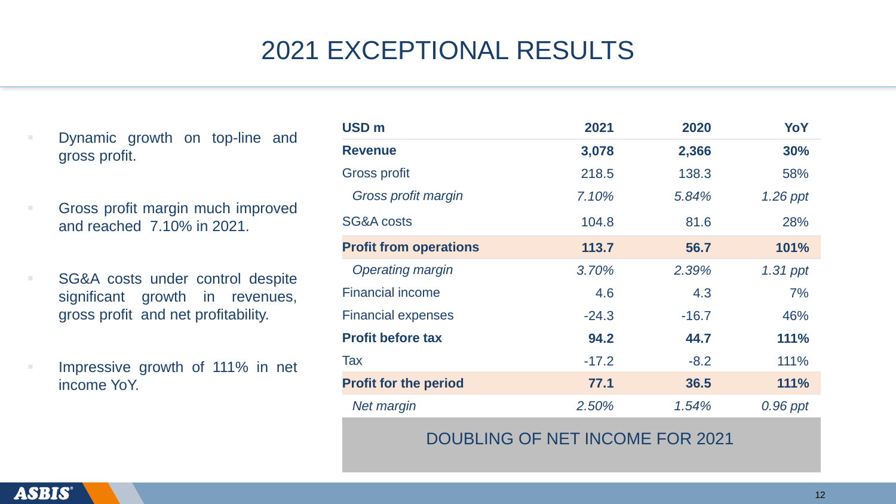# 2021 EXCEPTIONAL RESULTS

- Dynamic growth on top-line and gross profit.
- Gross profit margin much improved and reached 7.10% in 2021.
- SG&A costs under control despite significant growth in revenues, gross profit and net profitability.
- Impressive growth of 111% in net income YoY.

| USD m | 2021 | 2020 | YoY |
|---|---|---|---|
| **Revenue** | **3,078** | **2,366** | **30%** |
| Gross profit | 218.5 | 138.3 | 58% |
| *Gross profit margin* | *7.10%* | *5.84%* | *1.26 ppt* |
| SG&A costs | 104.8 | 81.6 | 28% |
| **Profit from operations** | **113.7** | **56.7** | **101%** |
| *Operating margin* | *3.70%* | *2.39%* | *1.31 ppt* |
| Financial income | 4.6 | 4.3 | 7% |
| Financial expenses | -24.3 | -16.7 | 46% |
| **Profit before tax** | **94.2** | **44.7** | **111%** |
| Tax | -17.2 | -8.2 | 111% |
| **Profit for the period** | **77.1** | **36.5** | **111%** |
| *Net margin* | *2.50%* | *1.54%* | *0.96 ppt* |

DOUBLING OF NET INCOME FOR 2021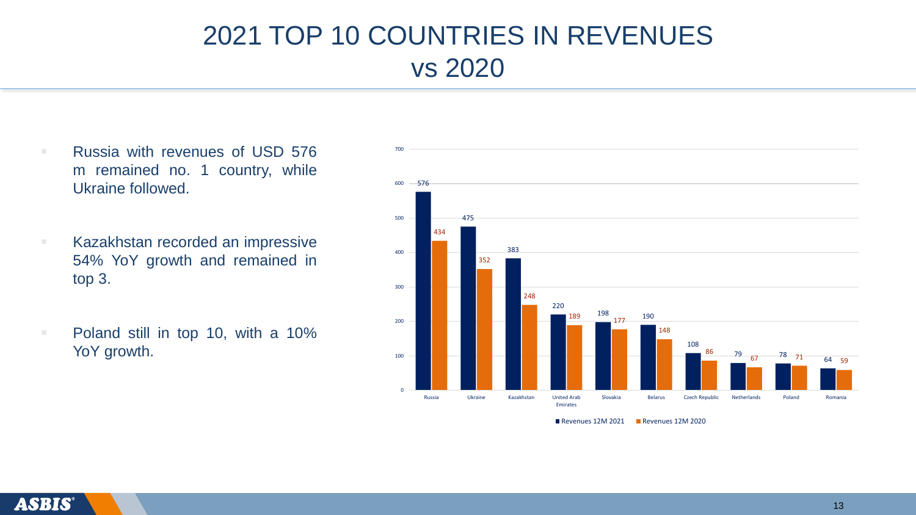# 2021 TOP 10 COUNTRIES IN REVENUES vs 2020

- Russia with revenues of USD 576 m remained no. 1 country, while Ukraine followed.
- Kazakhstan recorded an impressive 54% YoY growth and remained in top 3.
- Poland still in top 10, with a 10% YoY growth.

| Country | Revenues 12M 2021 | Revenues 12M 2020 |
| --- | --- | --- |
| Russia | 576 | 434 |
| Ukraine | 475 | 352 |
| Kazakhstan | 383 | 248 |
| United Arab Emirates | 220 | 189 |
| Slovakia | 198 | 177 |
| Belarus | 190 | 148 |
| Czech Republic | 108 | 86 |
| Netherlands | 79 | 67 |
| Poland | 78 | 71 |
| Romania | 64 | 59 |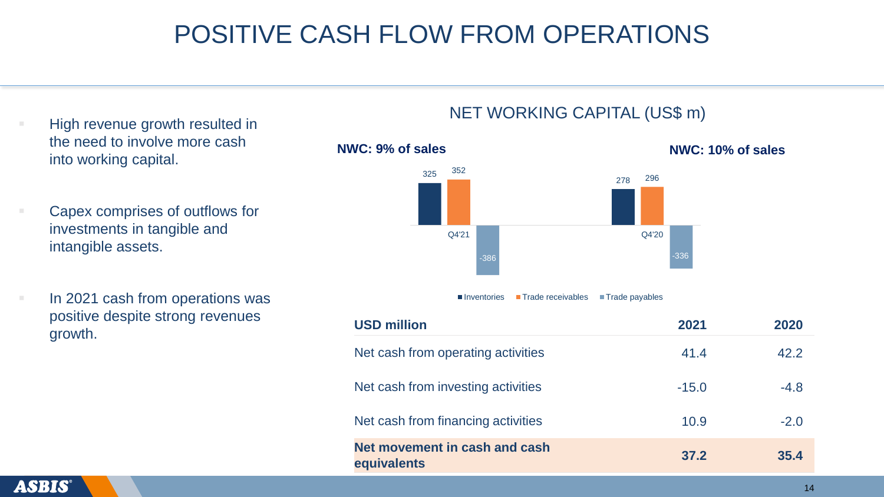# POSITIVE CASH FLOW FROM OPERATIONS

- High revenue growth resulted in the need to involve more cash into working capital.
- Capex comprises of outflows for investments in tangible and intangible assets.
- In 2021 cash from operations was positive despite strong revenues growth.

## NET WORKING CAPITAL (US$ m)

**NWC: 9% of sales** (Q4'21) | **NWC: 10% of sales** (Q4'20)

| | Inventories | Trade receivables | Trade payables |
|---|---|---|---|
| Q4'21 | 325 | 352 | -386 |
| Q4'20 | 278 | 296 | -336 |

| USD million | 2021 | 2020 |
|---|---|---|
| Net cash from operating activities | 41.4 | 42.2 |
| Net cash from investing activities | -15.0 | -4.8 |
| Net cash from financing activities | 10.9 | -2.0 |
| **Net movement in cash and cash equivalents** | **37.2** | **35.4** |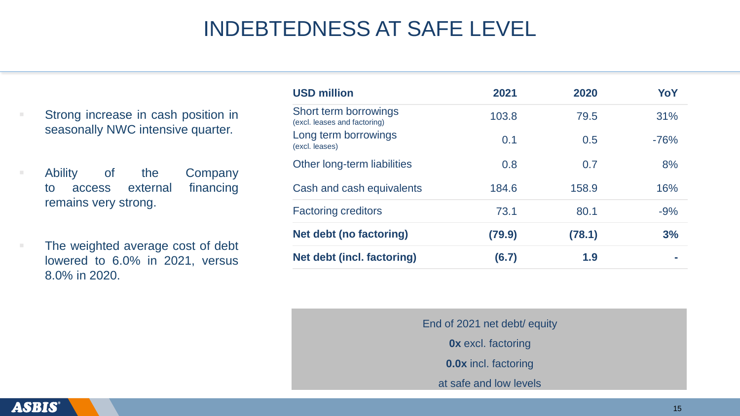# INDEBTEDNESS AT SAFE LEVEL

- Strong increase in cash position in seasonally NWC intensive quarter.
- Ability of the Company to access external financing remains very strong.
- The weighted average cost of debt lowered to 6.0% in 2021, versus 8.0% in 2020.

| USD million | 2021 | 2020 | YoY |
|---|---|---|---|
| Short term borrowings (excl. leases and factoring) | 103.8 | 79.5 | 31% |
| Long term borrowings (excl. leases) | 0.1 | 0.5 | -76% |
| Other long-term liabilities | 0.8 | 0.7 | 8% |
| Cash and cash equivalents | 184.6 | 158.9 | 16% |
| Factoring creditors | 73.1 | 80.1 | -9% |
| **Net debt (no factoring)** | **(79.9)** | **(78.1)** | **3%** |
| **Net debt (incl. factoring)** | **(6.7)** | **1.9** | **-** |

End of 2021 net debt/ equity

**0x** excl. factoring

**0.0x** incl. factoring

at safe and low levels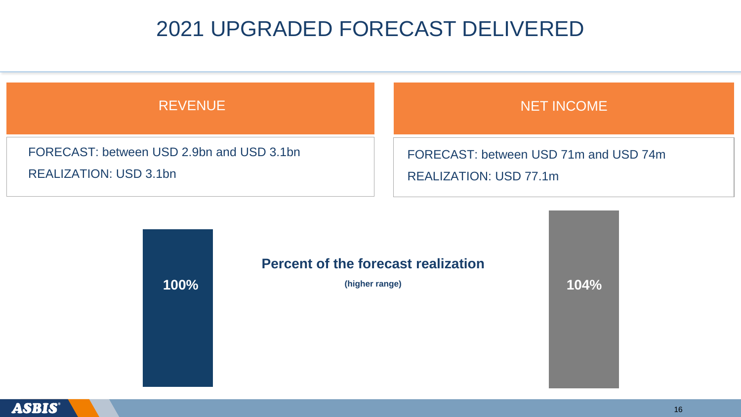# 2021 UPGRADED FORECAST DELIVERED

## REVENUE

FORECAST: between USD 2.9bn and USD 3.1bn

REALIZATION: USD 3.1bn

## NET INCOME

FORECAST: between USD 71m and USD 74m

REALIZATION: USD 77.1m

**Percent of the forecast realization**

**(higher range)**

| Revenue | Net Income |
| --- | --- |
| **100%** | **104%** |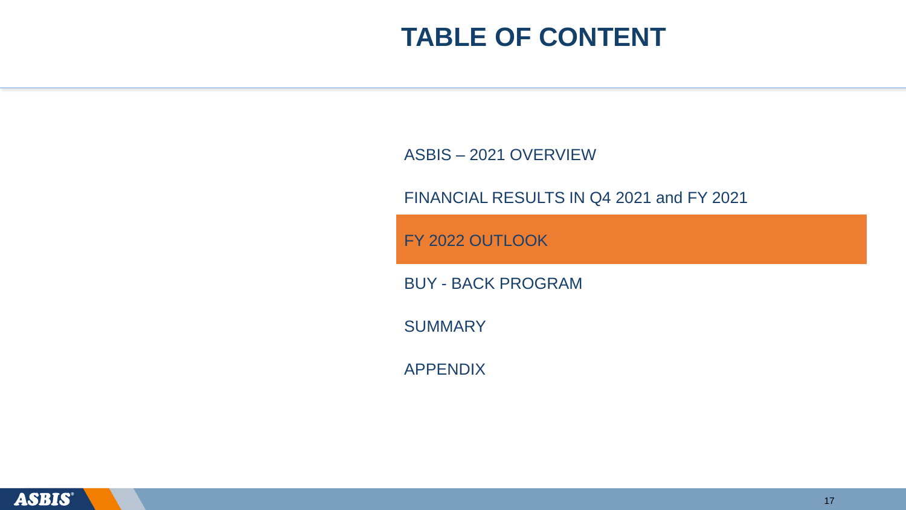# TABLE OF CONTENT

- ASBIS – 2021 OVERVIEW
- FINANCIAL RESULTS IN Q4 2021 and FY 2021
- FY 2022 OUTLOOK
- BUY - BACK PROGRAM
- SUMMARY
- APPENDIX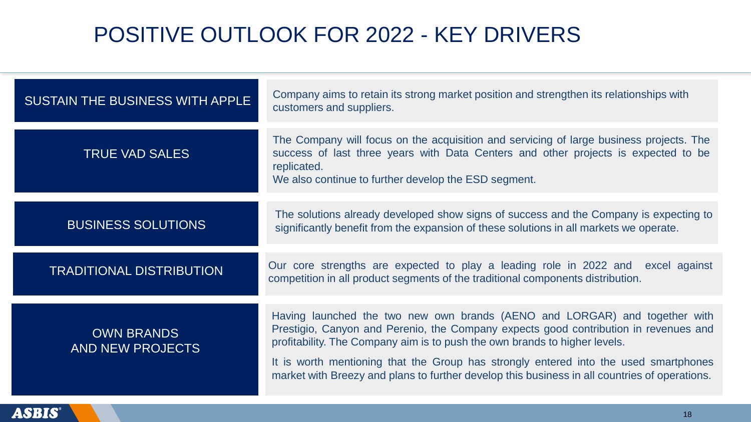# POSITIVE OUTLOOK FOR 2022 - KEY DRIVERS

| | |
|---|---|
| SUSTAIN THE BUSINESS WITH APPLE | Company aims to retain its strong market position and strengthen its relationships with customers and suppliers. |
| TRUE VAD SALES | The Company will focus on the acquisition and servicing of large business projects. The success of last three years with Data Centers and other projects is expected to be replicated.<br>We also continue to further develop the ESD segment. |
| BUSINESS SOLUTIONS | The solutions already developed show signs of success and the Company is expecting to significantly benefit from the expansion of these solutions in all markets we operate. |
| TRADITIONAL DISTRIBUTION | Our core strengths are expected to play a leading role in 2022 and excel against competition in all product segments of the traditional components distribution. |
| OWN BRANDS AND NEW PROJECTS | Having launched the two new own brands (AENO and LORGAR) and together with Prestigio, Canyon and Perenio, the Company expects good contribution in revenues and profitability. The Company aim is to push the own brands to higher levels.<br>It is worth mentioning that the Group has strongly entered into the used smartphones market with Breezy and plans to further develop this business in all countries of operations. |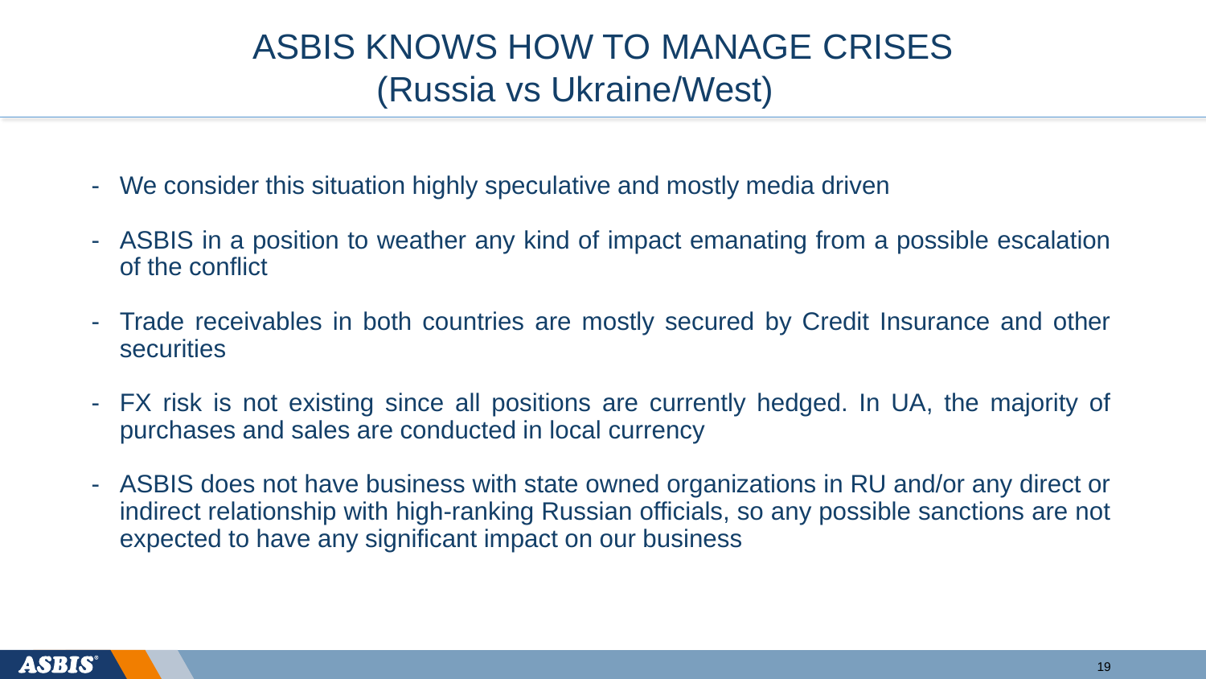# ASBIS KNOWS HOW TO MANAGE CRISES (Russia vs Ukraine/West)

- We consider this situation highly speculative and mostly media driven
- ASBIS in a position to weather any kind of impact emanating from a possible escalation of the conflict
- Trade receivables in both countries are mostly secured by Credit Insurance and other securities
- FX risk is not existing since all positions are currently hedged. In UA, the majority of purchases and sales are conducted in local currency
- ASBIS does not have business with state owned organizations in RU and/or any direct or indirect relationship with high-ranking Russian officials, so any possible sanctions are not expected to have any significant impact on our business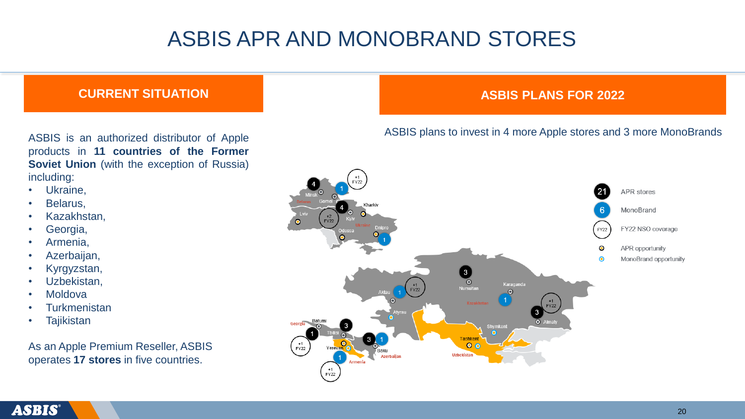# ASBIS APR AND MONOBRAND STORES

## CURRENT SITUATION

ASBIS is an authorized distributor of Apple products in **11 countries of the Former Soviet Union** (with the exception of Russia) including:

- Ukraine,
- Belarus,
- Kazakhstan,
- Georgia,
- Armenia,
- Azerbaijan,
- Kyrgyzstan,
- Uzbekistan,
- Moldova
- Turkmenistan
- Tajikistan

As an Apple Premium Reseller, ASBIS operates **17 stores** in five countries.

## ASBIS PLANS FOR 2022

ASBIS plans to invest in 4 more Apple stores and 3 more MonoBrands

- 21 APR stores
- 6 MonoBrand
- FY22 NSO coverage
- APR opportunity
- MonoBrand opportunity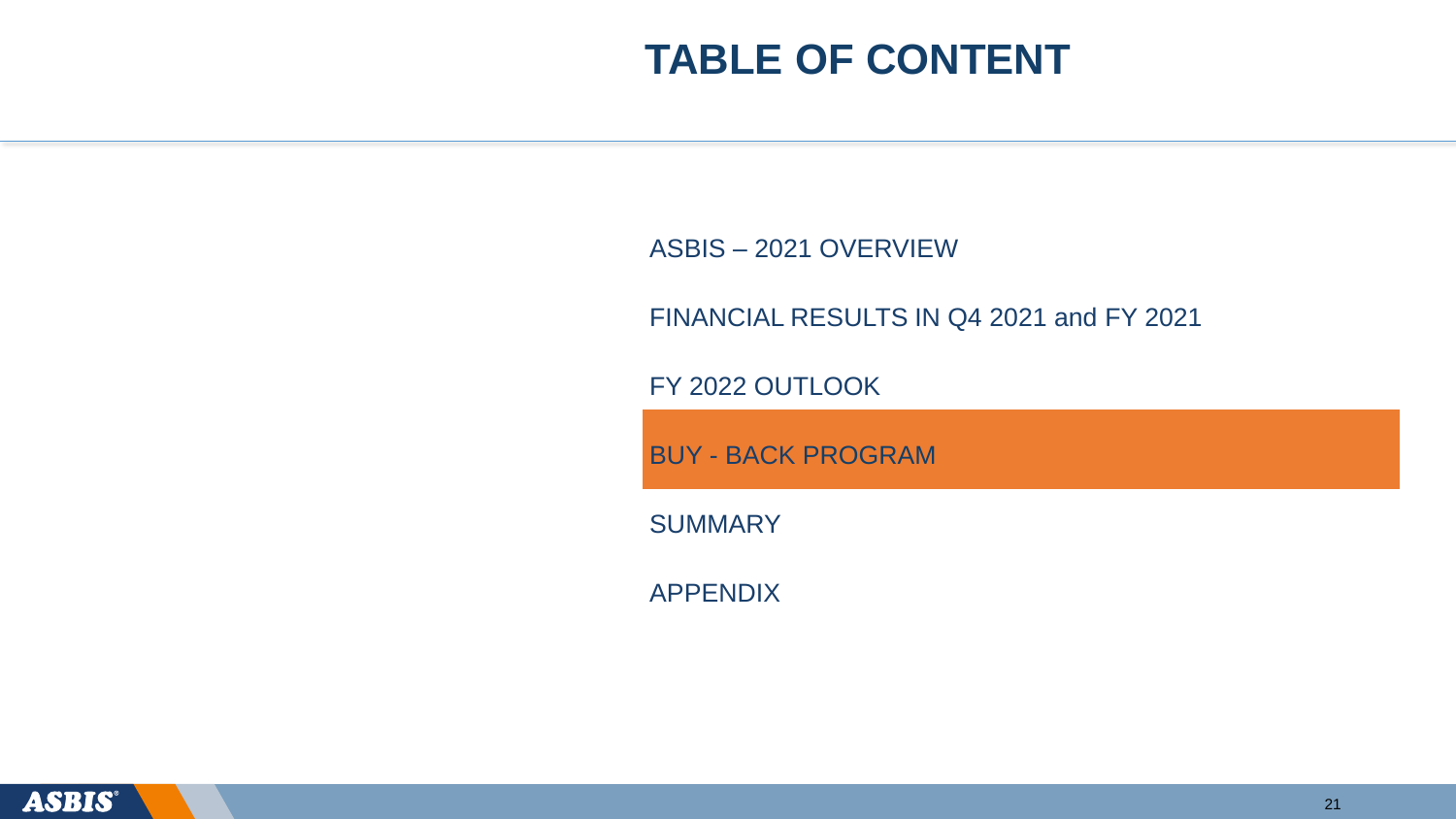# TABLE OF CONTENT

- ASBIS – 2021 OVERVIEW
- FINANCIAL RESULTS IN Q4 2021 and FY 2021
- FY 2022 OUTLOOK
- BUY - BACK PROGRAM
- SUMMARY
- APPENDIX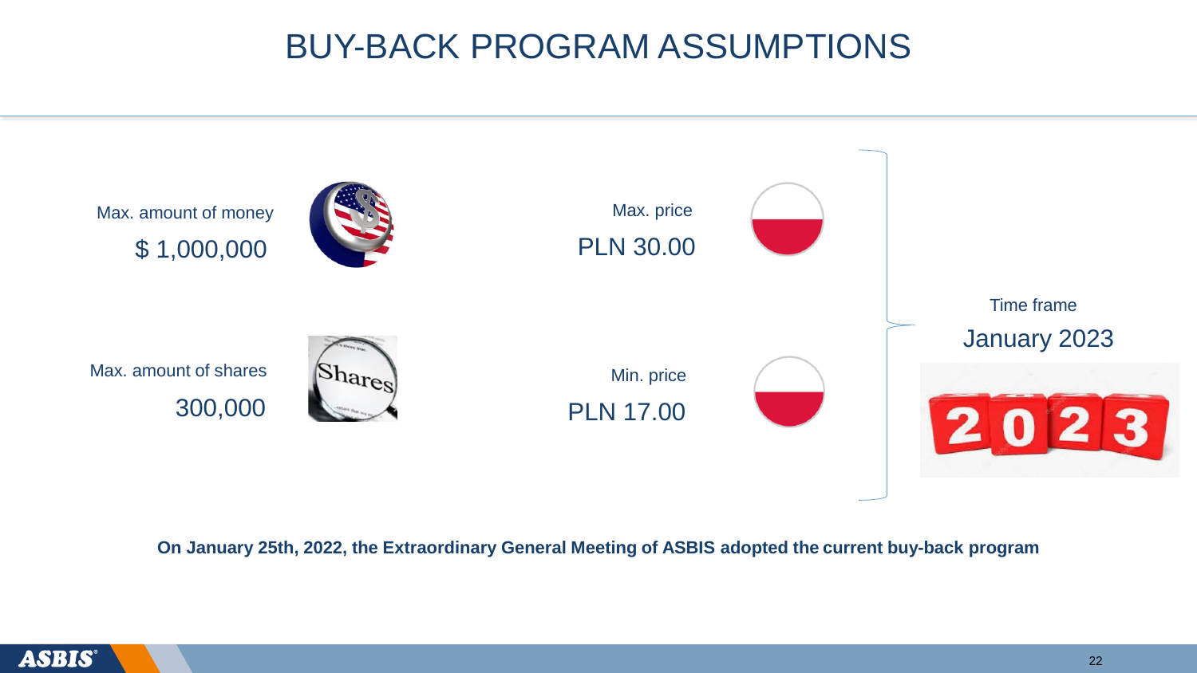# BUY-BACK PROGRAM ASSUMPTIONS

Max. amount of money

$ 1,000,000

Max. amount of shares

300,000

Max. price

PLN 30.00

Min. price

PLN 17.00

Time frame

January 2023

**On January 25th, 2022, the Extraordinary General Meeting of ASBIS adopted the current buy-back program**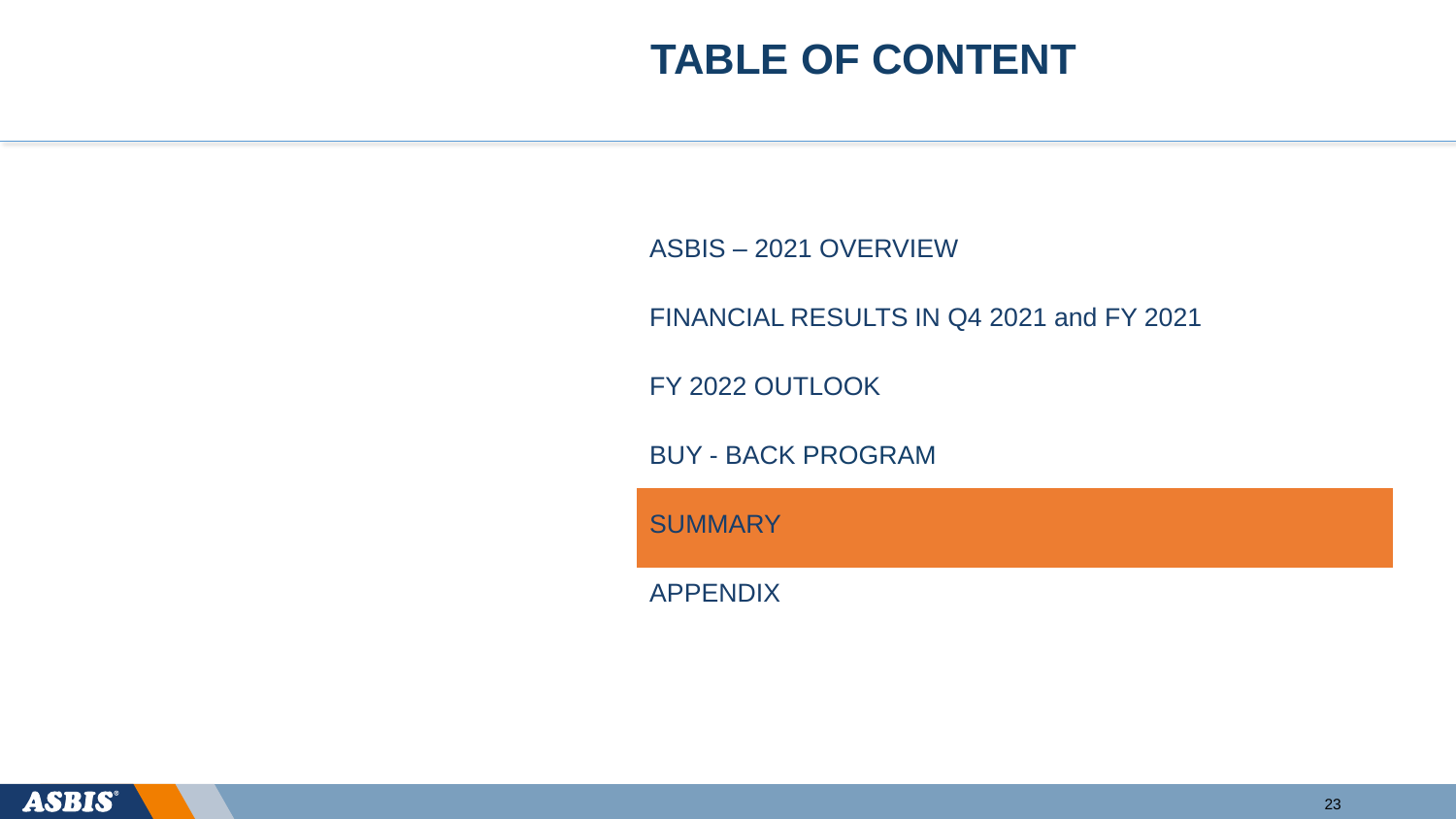# TABLE OF CONTENT

- ASBIS – 2021 OVERVIEW
- FINANCIAL RESULTS IN Q4 2021 and FY 2021
- FY 2022 OUTLOOK
- BUY - BACK PROGRAM
- **SUMMARY**
- APPENDIX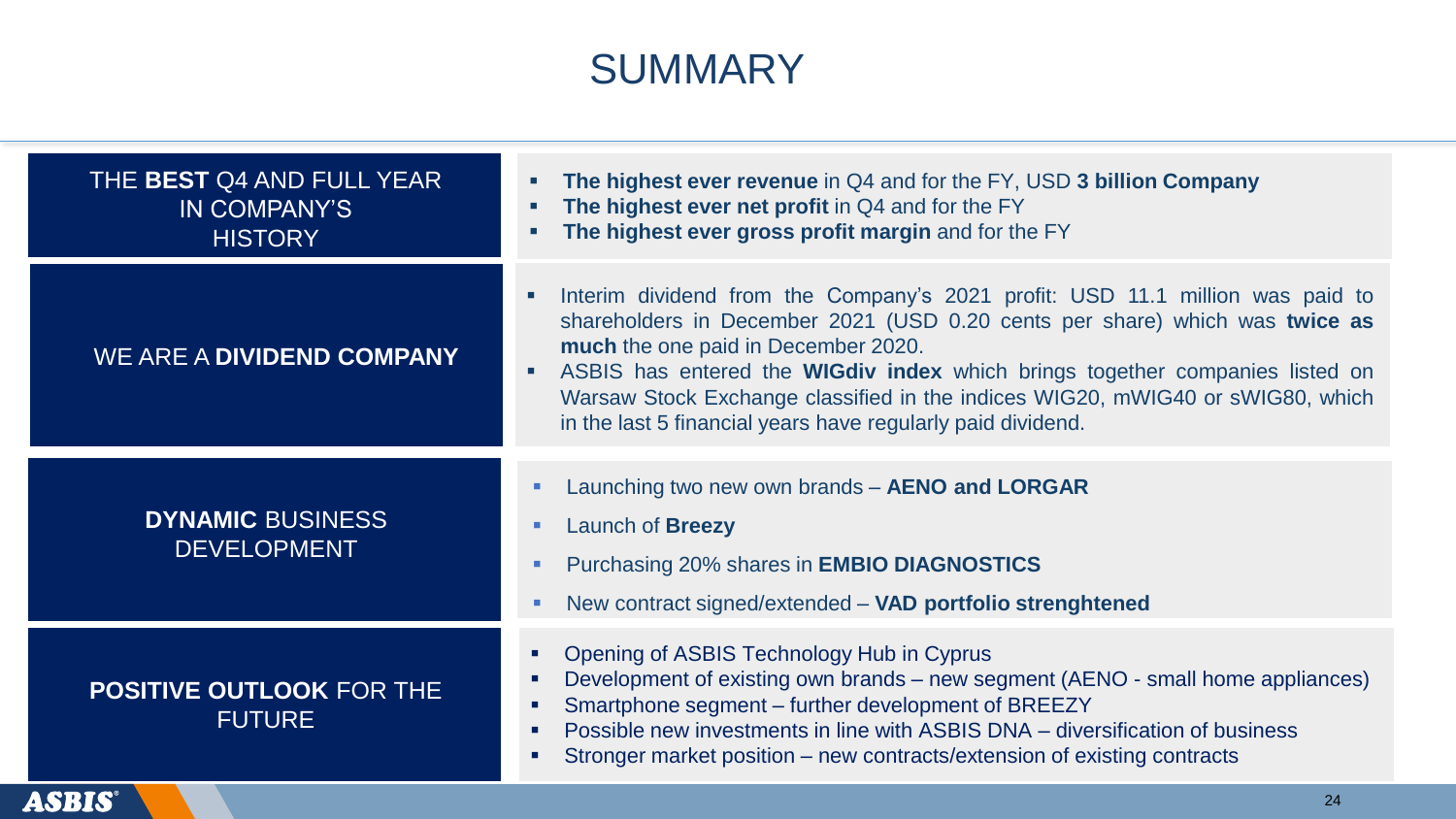# SUMMARY

## THE **BEST** Q4 AND FULL YEAR IN COMPANY'S HISTORY

- **The highest ever revenue** in Q4 and for the FY, USD **3 billion Company**
- **The highest ever net profit** in Q4 and for the FY
- **The highest ever gross profit margin** and for the FY

## WE ARE A **DIVIDEND COMPANY**

- Interim dividend from the Company's 2021 profit: USD 11.1 million was paid to shareholders in December 2021 (USD 0.20 cents per share) which was **twice as much** the one paid in December 2020.
- ASBIS has entered the **WIGdiv index** which brings together companies listed on Warsaw Stock Exchange classified in the indices WIG20, mWIG40 or sWIG80, which in the last 5 financial years have regularly paid dividend.

## **DYNAMIC** BUSINESS DEVELOPMENT

- Launching two new own brands – **AENO and LORGAR**
- Launch of **Breezy**
- Purchasing 20% shares in **EMBIO DIAGNOSTICS**
- New contract signed/extended – **VAD portfolio strenghtened**

## **POSITIVE OUTLOOK** FOR THE FUTURE

- Opening of ASBIS Technology Hub in Cyprus
- Development of existing own brands – new segment (AENO - small home appliances)
- Smartphone segment – further development of BREEZY
- Possible new investments in line with ASBIS DNA – diversification of business
- Stronger market position – new contracts/extension of existing contracts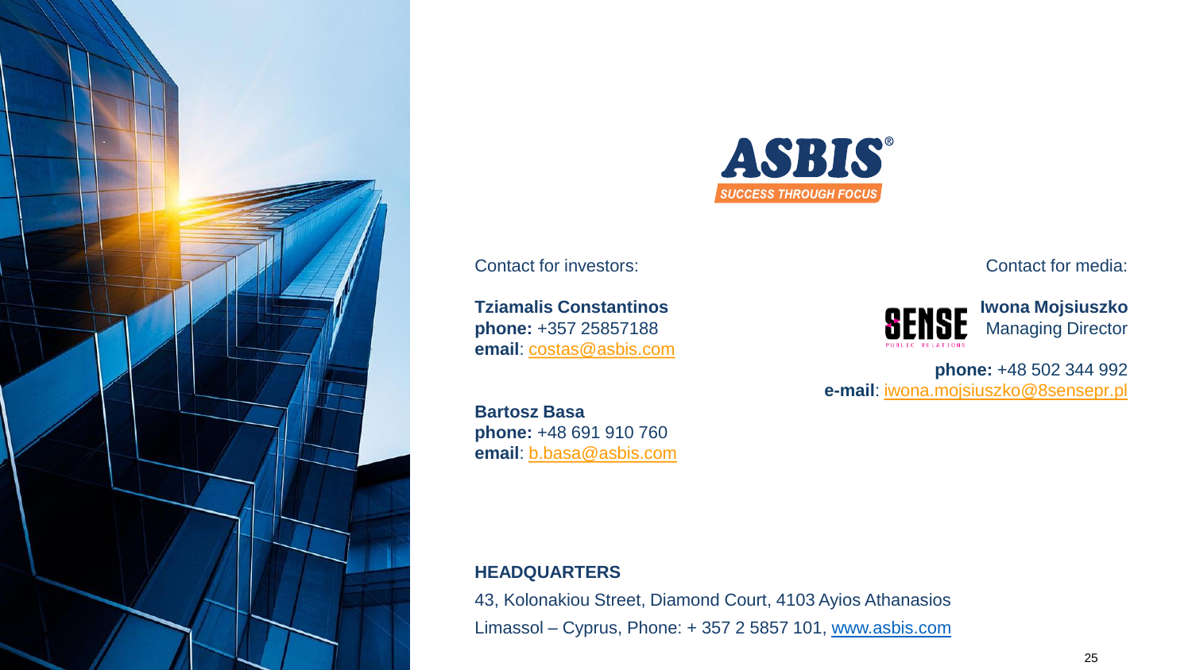ASBIS®

SUCCESS THROUGH FOCUS

Contact for investors:

**Tziamalis Constantinos**
**phone:** +357 25857188
**email**: costas@asbis.com

**Bartosz Basa**
**phone:** +48 691 910 760
**email**: b.basa@asbis.com

Contact for media:

SENSE PUBLIC RELATIONS

**Iwona Mojsiuszko**
Managing Director

**phone:** +48 502 344 992
**e-mail**: iwona.mojsiuszko@8sensepr.pl

**HEADQUARTERS**

43, Kolonakiou Street, Diamond Court, 4103 Ayios Athanasios
Limassol – Cyprus, Phone: + 357 2 5857 101, www.asbis.com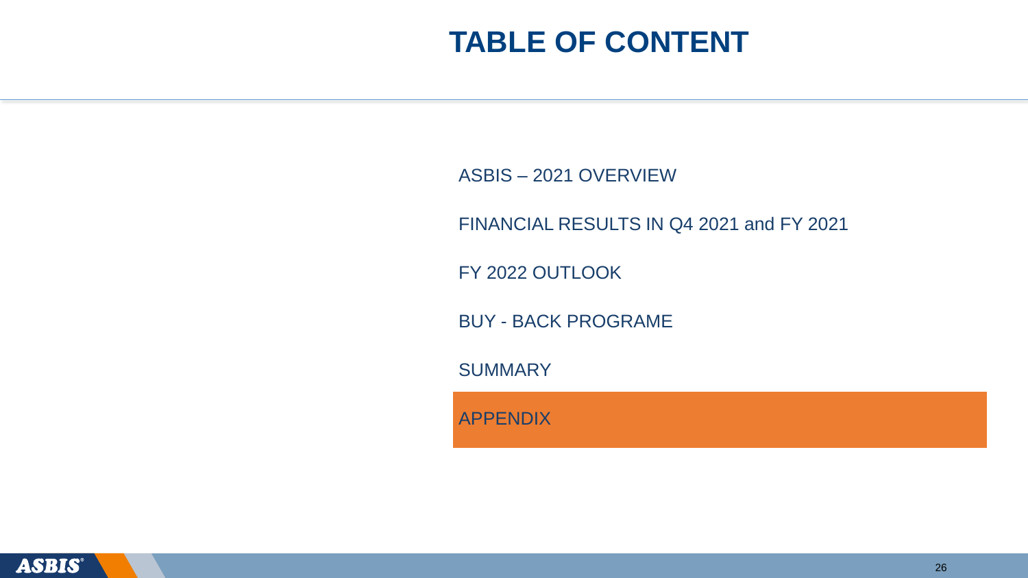# TABLE OF CONTENT

- ASBIS – 2021 OVERVIEW
- FINANCIAL RESULTS IN Q4 2021 and FY 2021
- FY 2022 OUTLOOK
- BUY - BACK PROGRAME
- SUMMARY
- APPENDIX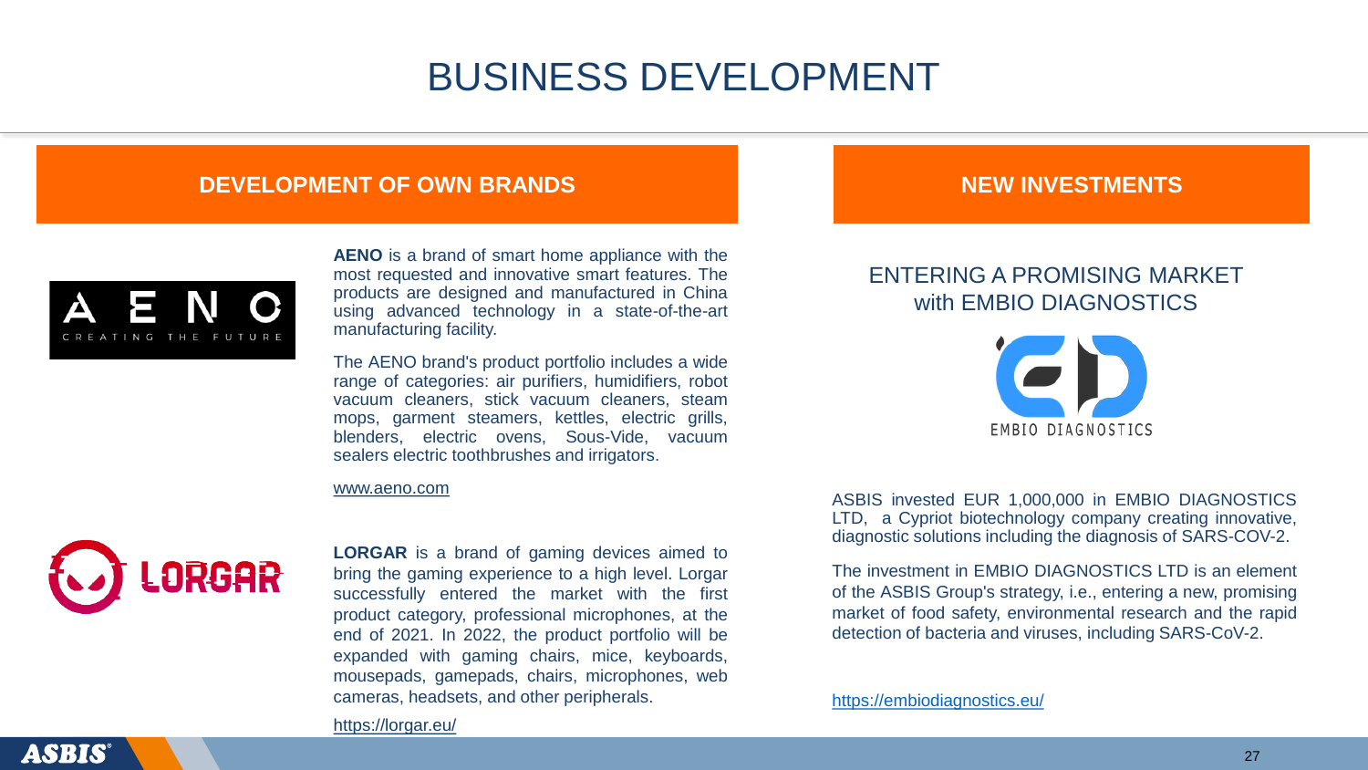# BUSINESS DEVELOPMENT

## DEVELOPMENT OF OWN BRANDS

**AENO** is a brand of smart home appliance with the most requested and innovative smart features. The products are designed and manufactured in China using advanced technology in a state-of-the-art manufacturing facility.

The AENO brand's product portfolio includes a wide range of categories: air purifiers, humidifiers, robot vacuum cleaners, stick vacuum cleaners, steam mops, garment steamers, kettles, electric grills, blenders, electric ovens, Sous-Vide, vacuum sealers electric toothbrushes and irrigators.

www.aeno.com

**LORGAR** is a brand of gaming devices aimed to bring the gaming experience to a high level. Lorgar successfully entered the market with the first product category, professional microphones, at the end of 2021. In 2022, the product portfolio will be expanded with gaming chairs, mice, keyboards, mousepads, gamepads, chairs, microphones, web cameras, headsets, and other peripherals.

https://lorgar.eu/

## NEW INVESTMENTS

ENTERING A PROMISING MARKET with EMBIO DIAGNOSTICS

ASBIS invested EUR 1,000,000 in EMBIO DIAGNOSTICS LTD, a Cypriot biotechnology company creating innovative, diagnostic solutions including the diagnosis of SARS-COV-2.

The investment in EMBIO DIAGNOSTICS LTD is an element of the ASBIS Group's strategy, i.e., entering a new, promising market of food safety, environmental research and the rapid detection of bacteria and viruses, including SARS-CoV-2.

https://embiodiagnostics.eu/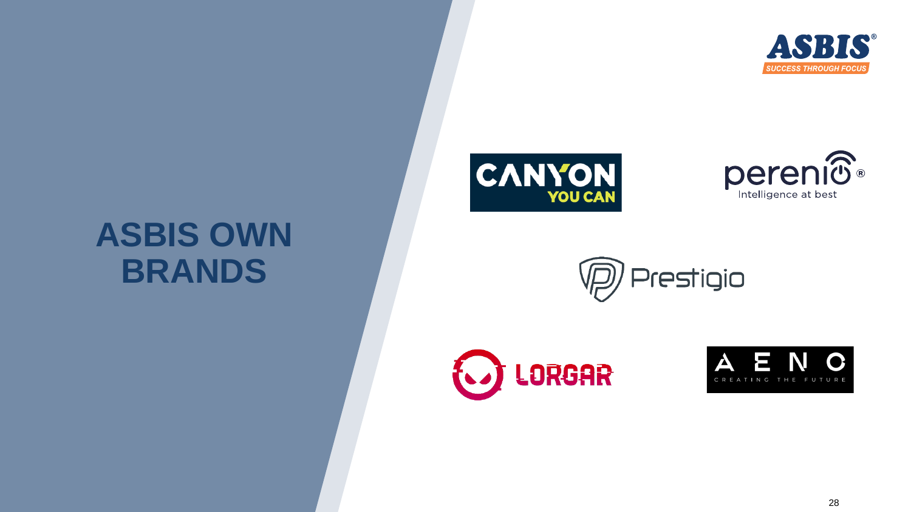# ASBIS OWN BRANDS

CANYON YOU CAN

perenio Intelligence at best

Prestigio

LORGAR

AENO CREATING THE FUTURE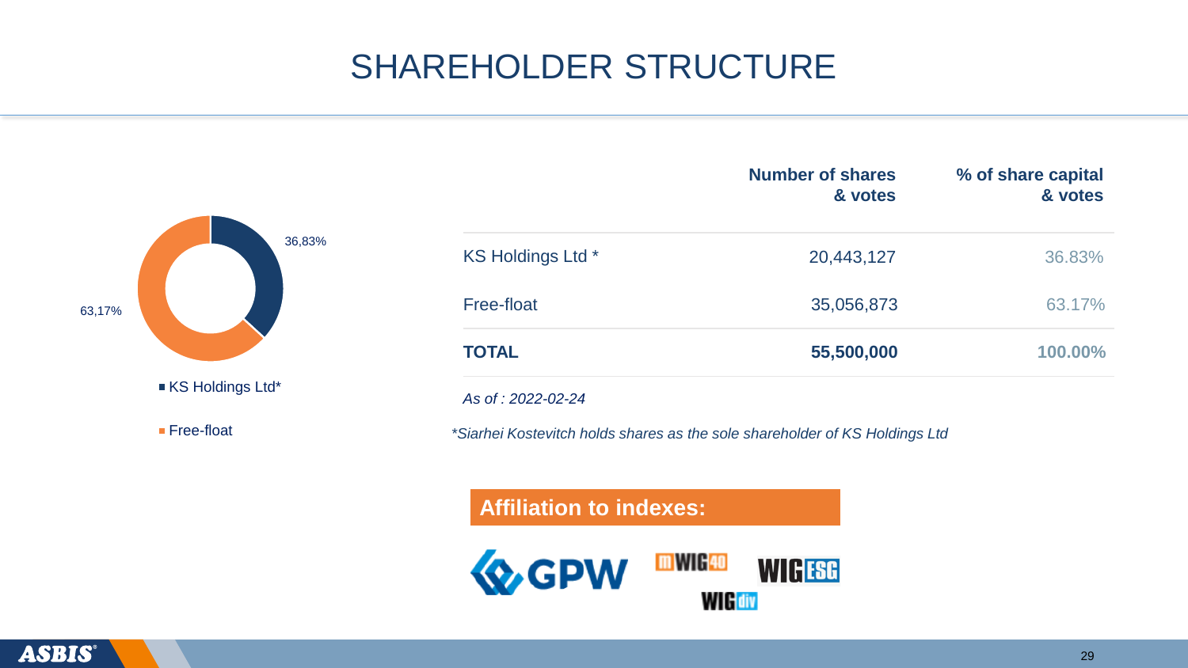# SHAREHOLDER STRUCTURE

36,83%

63,17%

- KS Holdings Ltd*
- Free-float

| | Number of shares & votes | % of share capital & votes |
|---|---|---|
| KS Holdings Ltd * | 20,443,127 | 36.83% |
| Free-float | 35,056,873 | 63.17% |
| **TOTAL** | **55,500,000** | **100.00%** |

*As of : 2022-02-24*

*\*Siarhei Kostevitch holds shares as the sole shareholder of KS Holdings Ltd*

**Affiliation to indexes:**

GPW, mWIG40, WIGESG, WIGdiv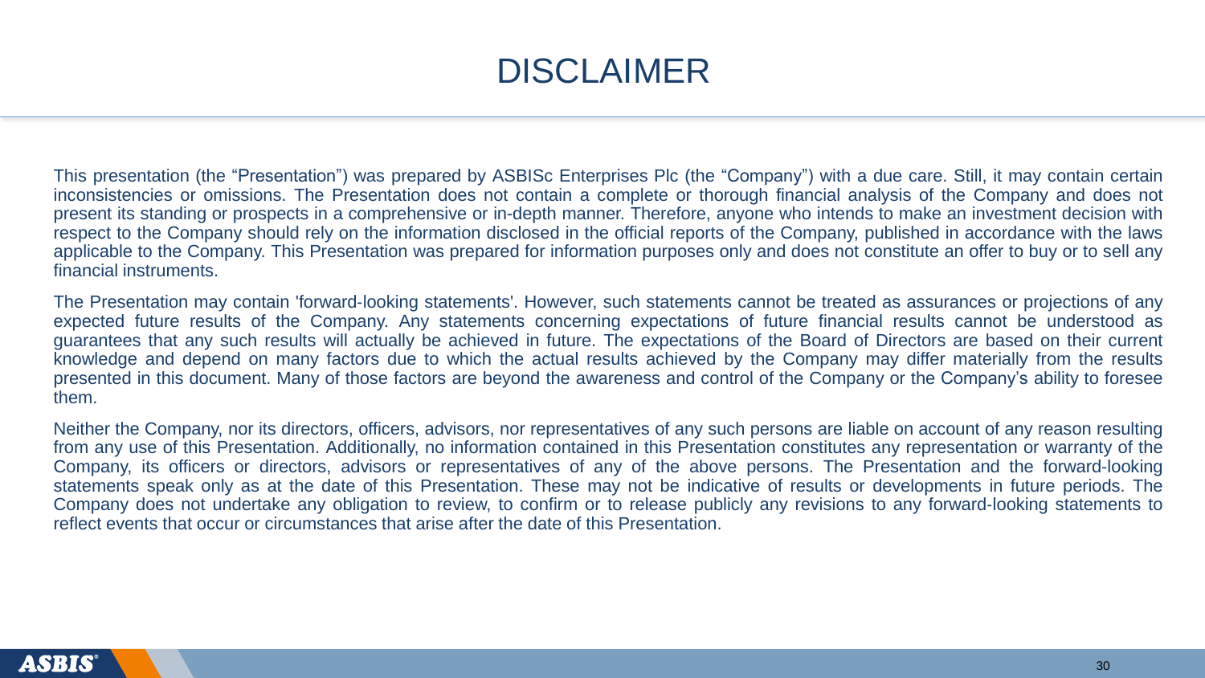# DISCLAIMER

This presentation (the "Presentation") was prepared by ASBISc Enterprises Plc (the "Company") with a due care. Still, it may contain certain inconsistencies or omissions. The Presentation does not contain a complete or thorough financial analysis of the Company and does not present its standing or prospects in a comprehensive or in-depth manner. Therefore, anyone who intends to make an investment decision with respect to the Company should rely on the information disclosed in the official reports of the Company, published in accordance with the laws applicable to the Company. This Presentation was prepared for information purposes only and does not constitute an offer to buy or to sell any financial instruments.

The Presentation may contain 'forward-looking statements'. However, such statements cannot be treated as assurances or projections of any expected future results of the Company. Any statements concerning expectations of future financial results cannot be understood as guarantees that any such results will actually be achieved in future. The expectations of the Board of Directors are based on their current knowledge and depend on many factors due to which the actual results achieved by the Company may differ materially from the results presented in this document. Many of those factors are beyond the awareness and control of the Company or the Company's ability to foresee them.

Neither the Company, nor its directors, officers, advisors, nor representatives of any such persons are liable on account of any reason resulting from any use of this Presentation. Additionally, no information contained in this Presentation constitutes any representation or warranty of the Company, its officers or directors, advisors or representatives of any of the above persons. The Presentation and the forward-looking statements speak only as at the date of this Presentation. These may not be indicative of results or developments in future periods. The Company does not undertake any obligation to review, to confirm or to release publicly any revisions to any forward-looking statements to reflect events that occur or circumstances that arise after the date of this Presentation.

ASBIS®